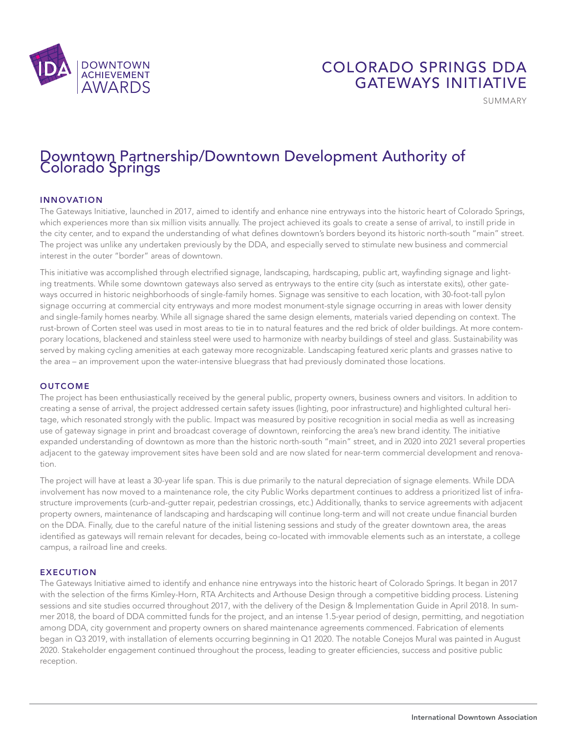# COLORADO SPRINGS DDA GATEWAYS INITIATIVE

SUMMARY

## Downtown Partnership/Downtown Development Authority of Colorado Springs

### INNOVATION

The Gateways Initiative, launched in 2017, aimed to identify and enhance nine entryways into the historic heart of Colorado Springs, which experiences more than six million visits annually. The project achieved its goals to create a sense of arrival, to instill pride in the city center, and to expand the understanding of what defines downtown's borders beyond its historic north-south "main" street. The project was unlike any undertaken previously by the DDA, and especially served to stimulate new business and commercial interest in the outer "border" areas of downtown.

This initiative was accomplished through electrified signage, landscaping, hardscaping, public art, wayfinding signage and lighting treatments. While some downtown gateways also served as entryways to the entire city (such as interstate exits), other gateways occurred in historic neighborhoods of single-family homes. Signage was sensitive to each location, with 30-foot-tall pylon signage occurring at commercial city entryways and more modest monument-style signage occurring in areas with lower density and single-family homes nearby. While all signage shared the same design elements, materials varied depending on context. The rust-brown of Corten steel was used in most areas to tie in to natural features and the red brick of older buildings. At more contemporary locations, blackened and stainless steel were used to harmonize with nearby buildings of steel and glass. Sustainability was served by making cycling amenities at each gateway more recognizable. Landscaping featured xeric plants and grasses native to the area – an improvement upon the water-intensive bluegrass that had previously dominated those locations.

### OUTCOME

The project has been enthusiastically received by the general public, property owners, business owners and visitors. In addition to creating a sense of arrival, the project addressed certain safety issues (lighting, poor infrastructure) and highlighted cultural heritage, which resonated strongly with the public. Impact was measured by positive recognition in social media as well as increasing use of gateway signage in print and broadcast coverage of downtown, reinforcing the area's new brand identity. The initiative expanded understanding of downtown as more than the historic north-south "main" street, and in 2020 into 2021 several properties adjacent to the gateway improvement sites have been sold and are now slated for near-term commercial development and renovation.

The project will have at least a 30-year life span. This is due primarily to the natural depreciation of signage elements. While DDA involvement has now moved to a maintenance role, the city Public Works department continues to address a prioritized list of infrastructure improvements (curb-and-gutter repair, pedestrian crossings, etc.) Additionally, thanks to service agreements with adjacent property owners, maintenance of landscaping and hardscaping will continue long-term and will not create undue financial burden on the DDA. Finally, due to the careful nature of the initial listening sessions and study of the greater downtown area, the areas identified as gateways will remain relevant for decades, being co-located with immovable elements such as an interstate, a college campus, a railroad line and creeks.

### EXECUTION

The Gateways Initiative aimed to identify and enhance nine entryways into the historic heart of Colorado Springs. It began in 2017 with the selection of the firms Kimley-Horn, RTA Architects and Arthouse Design through a competitive bidding process. Listening sessions and site studies occurred throughout 2017, with the delivery of the Design & Implementation Guide in April 2018. In summer 2018, the board of DDA committed funds for the project, and an intense 1.5-year period of design, permitting, and negotiation among DDA, city government and property owners on shared maintenance agreements commenced. Fabrication of elements began in Q3 2019, with installation of elements occurring beginning in Q1 2020. The notable Conejos Mural was painted in August 2020. Stakeholder engagement continued throughout the process, leading to greater efficiencies, success and positive public reception.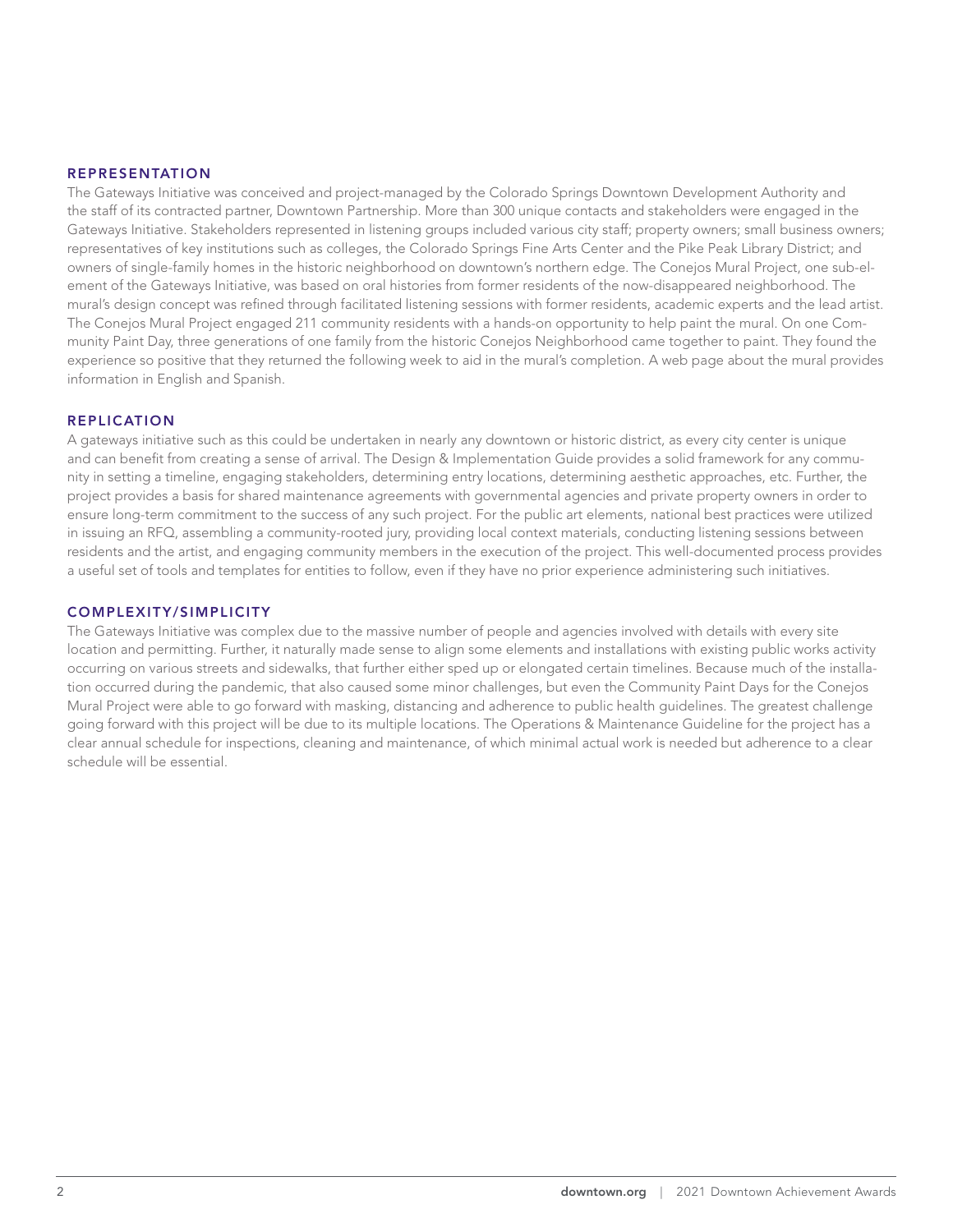## REPRESENTATION

The Gateways Initiative was conceived and project-managed by the Colorado Springs Downtown Development Authority and the staff of its contracted partner, Downtown Partnership. More than 300 unique contacts and stakeholders were engaged in the Gateways Initiative. Stakeholders represented in listening groups included various city staff; property owners; small business owners; representatives of key institutions such as colleges, the Colorado Springs Fine Arts Center and the Pike Peak Library District; and owners of single-family homes in the historic neighborhood on downtown's northern edge. The Conejos Mural Project, one sub-element of the Gateways Initiative, was based on oral histories from former residents of the now-disappeared neighborhood. The mural's design concept was refined through facilitated listening sessions with former residents, academic experts and the lead artist. The Conejos Mural Project engaged 211 community residents with a hands-on opportunity to help paint the mural. On one Community Paint Day, three generations of one family from the historic Conejos Neighborhood came together to paint. They found the experience so positive that they returned the following week to aid in the mural's completion. A web page about the mural provides information in English and Spanish.

## REPLICATION

A gateways initiative such as this could be undertaken in nearly any downtown or historic district, as every city center is unique and can benefit from creating a sense of arrival. The Design & Implementation Guide provides a solid framework for any community in setting a timeline, engaging stakeholders, determining entry locations, determining aesthetic approaches, etc. Further, the project provides a basis for shared maintenance agreements with governmental agencies and private property owners in order to ensure long-term commitment to the success of any such project. For the public art elements, national best practices were utilized in issuing an RFQ, assembling a community-rooted jury, providing local context materials, conducting listening sessions between residents and the artist, and engaging community members in the execution of the project. This well-documented process provides a useful set of tools and templates for entities to follow, even if they have no prior experience administering such initiatives.

## COMPLEXITY/SIMPLICITY

The Gateways Initiative was complex due to the massive number of people and agencies involved with details with every site location and permitting. Further, it naturally made sense to align some elements and installations with existing public works activity occurring on various streets and sidewalks, that further either sped up or elongated certain timelines. Because much of the installation occurred during the pandemic, that also caused some minor challenges, but even the Community Paint Days for the Conejos Mural Project were able to go forward with masking, distancing and adherence to public health guidelines. The greatest challenge going forward with this project will be due to its multiple locations. The Operations & Maintenance Guideline for the project has a clear annual schedule for inspections, cleaning and maintenance, of which minimal actual work is needed but adherence to a clear schedule will be essential.